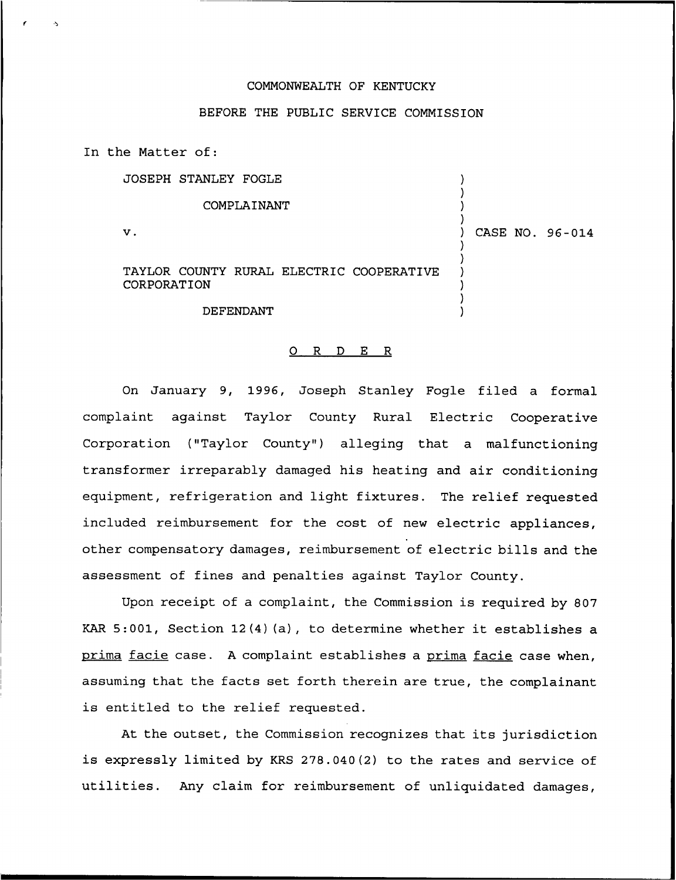COMMONWEALTH OF KENTUCKY

BEFORE THE PUBLIC SERVICE COMMISSION

In the Matter of:

| | | |
|---|---|---|
| JOSEPH STANLEY FOGLE | ) | |
| COMPLAINANT | ) | |
| v. | ) | CASE NO. 96-014 |
| TAYLOR COUNTY RURAL ELECTRIC COOPERATIVE CORPORATION | ) | |
| DEFENDANT | ) | |

## O R D E R

On January 9, 1996, Joseph Stanley Fogle filed a formal complaint against Taylor County Rural Electric Cooperative Corporation ("Taylor County") alleging that a malfunctioning transformer irreparably damaged his heating and air conditioning equipment, refrigeration and light fixtures. The relief requested included reimbursement for the cost of new electric appliances, other compensatory damages, reimbursement of electric bills and the assessment of fines and penalties against Taylor County.

Upon receipt of a complaint, the Commission is required by 807 KAR 5:001, Section 12(4)(a), to determine whether it establishes a prima facie case. A complaint establishes a prima facie case when, assuming that the facts set forth therein are true, the complainant is entitled to the relief requested.

At the outset, the Commission recognizes that its jurisdiction is expressly limited by KRS 278.040(2) to the rates and service of utilities. Any claim for reimbursement of unliquidated damages,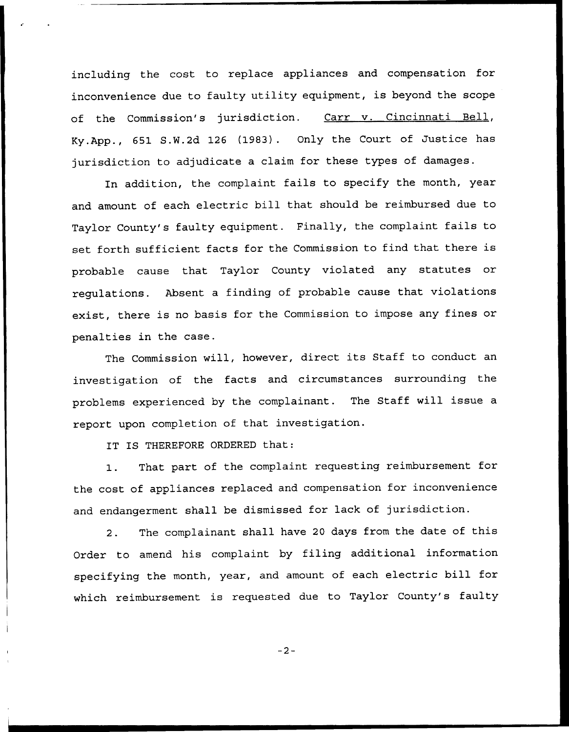including the cost to replace appliances and compensation for inconvenience due to faulty utility equipment, is beyond the scope of the Commission's jurisdiction. Carr v. Cincinnati Bell, Ky.App., 651 S.W.2d 126 (1983). Only the Court of Justice has jurisdiction to adjudicate a claim for these types of damages.

In addition, the complaint fails to specify the month, year and amount of each electric bill that should be reimbursed due to Taylor County's faulty equipment. Finally, the complaint fails to set forth sufficient facts for the Commission to find that there is probable cause that Taylor County violated any statutes or regulations. Absent a finding of probable cause that violations exist, there is no basis for the Commission to impose any fines or penalties in the case.

The Commission will, however, direct its Staff to conduct an investigation of the facts and circumstances surrounding the problems experienced by the complainant. The Staff will issue a report upon completion of that investigation.

IT IS THEREFORE ORDERED that:

1. That part of the complaint requesting reimbursement for the cost of appliances replaced and compensation for inconvenience and endangerment shall be dismissed for lack of jurisdiction.

2. The complainant shall have 20 days from the date of this Order to amend his complaint by filing additional information specifying the month, year, and amount of each electric bill for which reimbursement is requested due to Taylor County's faulty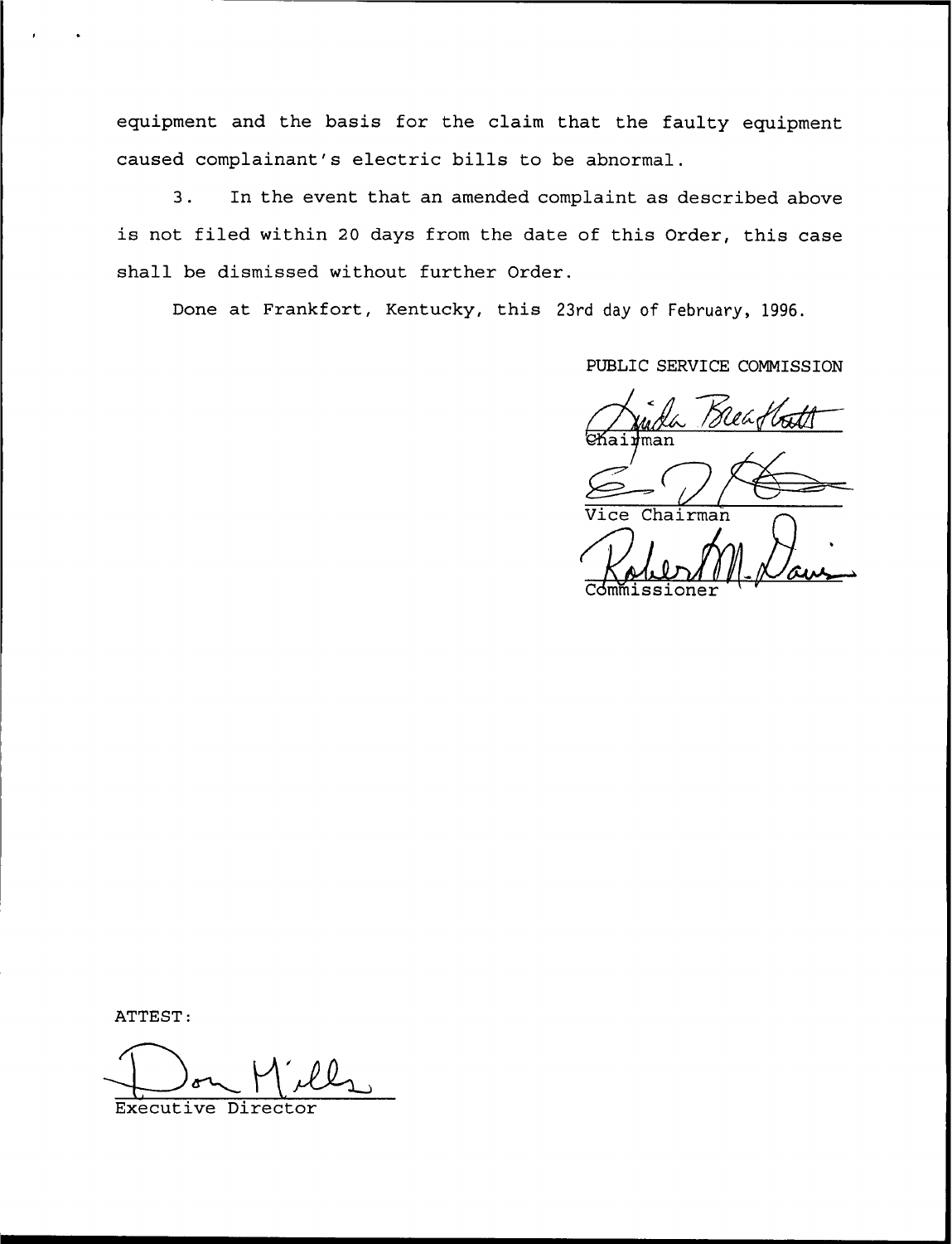equipment and the basis for the claim that the faulty equipment caused complainant's electric bills to be abnormal.

3. In the event that an amended complaint as described above is not filed within 20 days from the date of this Order, this case shall be dismissed without further Order.

Done at Frankfort, Kentucky, this 23rd day of February, 1996.

PUBLIC SERVICE COMMISSION

Chairman

Vice Chairman

Commissioner

ATTEST:

Executive Director